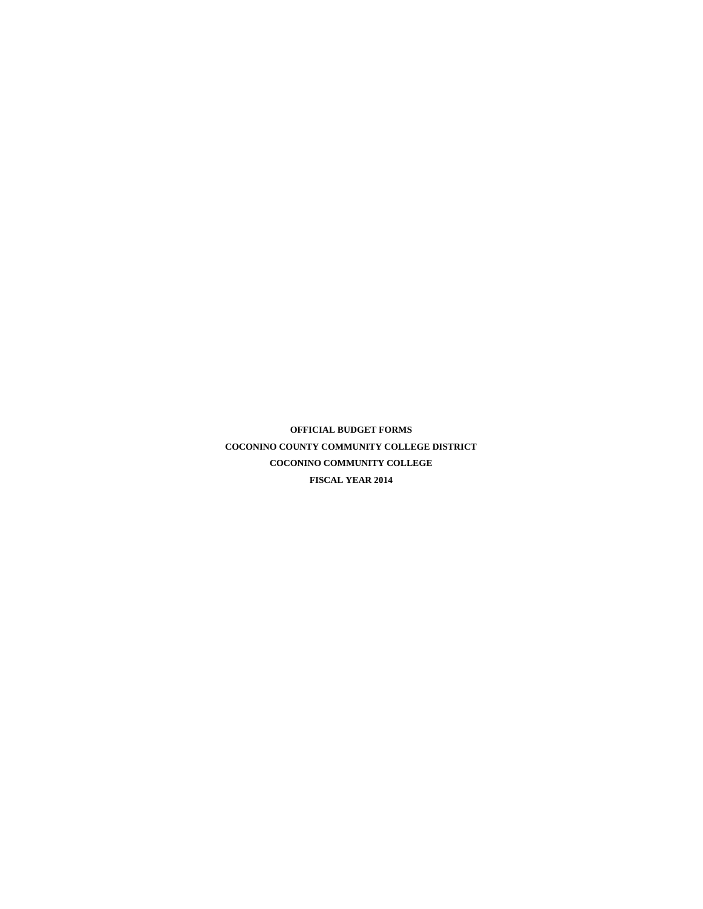**OFFICIAL BUDGET FORMS**

**COCONINO COUNTY COMMUNITY COLLEGE DISTRICT**

**COCONINO COMMUNITY COLLEGE**

**FISCAL YEAR 2014**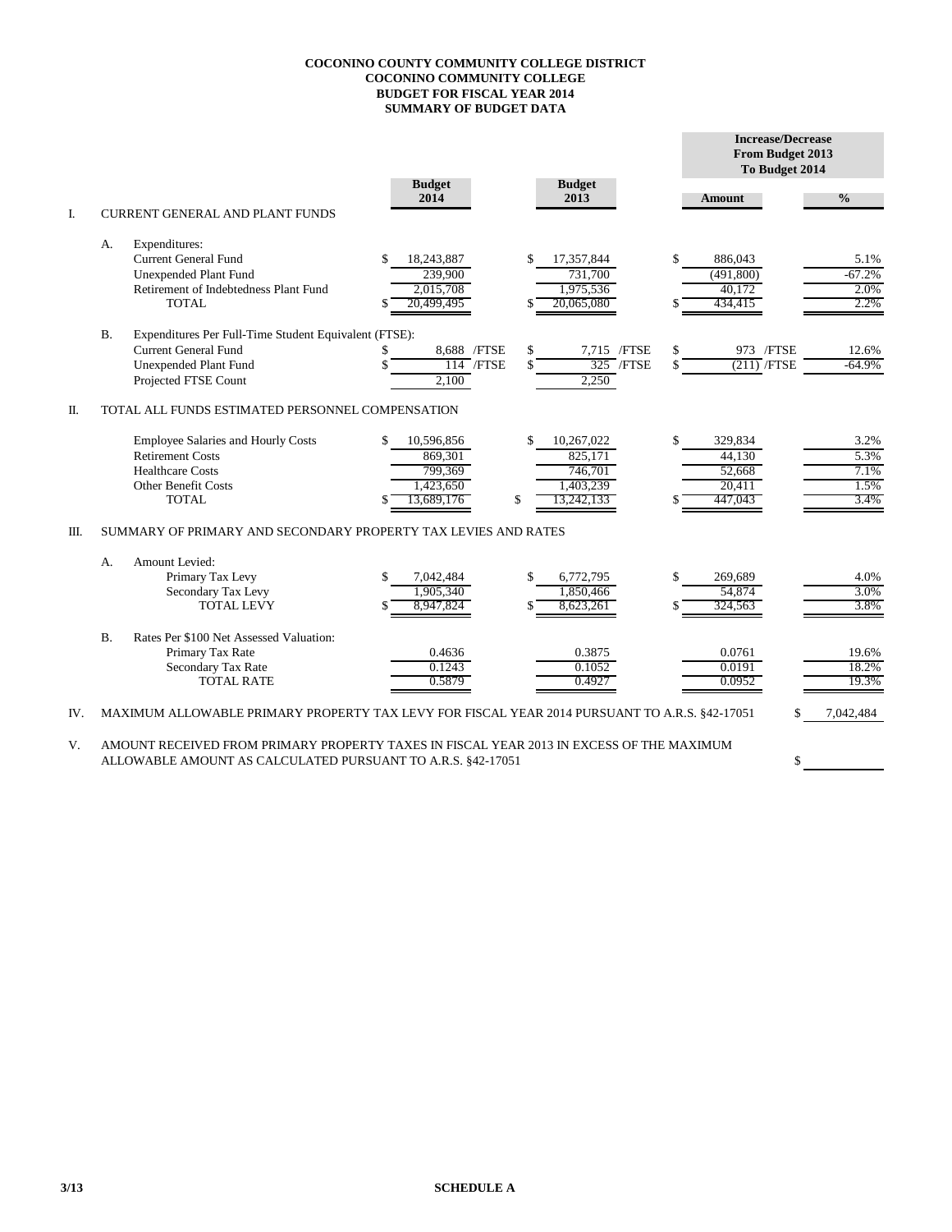**COCONINO COUNTY COMMUNITY COLLEGE DISTRICT**
**COCONINO COMMUNITY COLLEGE**
**BUDGET FOR FISCAL YEAR 2014**
**SUMMARY OF BUDGET DATA**

| | | | | | Increase/Decrease From Budget 2013 To Budget 2014 | |
|---|---|---|---|---|---|---|
| | | | Budget 2014 | Budget 2013 | Amount | % |
| I. | | CURRENT GENERAL AND PLANT FUNDS | | | | |
| | A. | Expenditures: | | | | |
| | | Current General Fund | $ 18,243,887 | $ 17,357,844 | $ 886,043 | 5.1% |
| | | Unexpended Plant Fund | 239,900 | 731,700 | (491,800) | -67.2% |
| | | Retirement of Indebtedness Plant Fund | 2,015,708 | 1,975,536 | 40,172 | 2.0% |
| | | TOTAL | $ 20,499,495 | $ 20,065,080 | $ 434,415 | 2.2% |
| | B. | Expenditures Per Full-Time Student Equivalent (FTSE): | | | | |
| | | Current General Fund | $ 8,688 /FTSE | $ 7,715 /FTSE | $ 973 /FTSE | 12.6% |
| | | Unexpended Plant Fund | $ 114 /FTSE | $ 325 /FTSE | $ (211) /FTSE | -64.9% |
| | | Projected FTSE Count | 2,100 | 2,250 | | |
| II. | | TOTAL ALL FUNDS ESTIMATED PERSONNEL COMPENSATION | | | | |
| | | Employee Salaries and Hourly Costs | $ 10,596,856 | $ 10,267,022 | $ 329,834 | 3.2% |
| | | Retirement Costs | 869,301 | 825,171 | 44,130 | 5.3% |
| | | Healthcare Costs | 799,369 | 746,701 | 52,668 | 7.1% |
| | | Other Benefit Costs | 1,423,650 | 1,403,239 | 20,411 | 1.5% |
| | | TOTAL | $ 13,689,176 | $ 13,242,133 | $ 447,043 | 3.4% |
| III. | | SUMMARY OF PRIMARY AND SECONDARY PROPERTY TAX LEVIES AND RATES | | | | |
| | A. | Amount Levied: | | | | |
| | | Primary Tax Levy | $ 7,042,484 | $ 6,772,795 | $ 269,689 | 4.0% |
| | | Secondary Tax Levy | 1,905,340 | 1,850,466 | 54,874 | 3.0% |
| | | TOTAL LEVY | $ 8,947,824 | $ 8,623,261 | $ 324,563 | 3.8% |
| | B. | Rates Per $100 Net Assessed Valuation: | | | | |
| | | Primary Tax Rate | 0.4636 | 0.3875 | 0.0761 | 19.6% |
| | | Secondary Tax Rate | 0.1243 | 0.1052 | 0.0191 | 18.2% |
| | | TOTAL RATE | 0.5879 | 0.4927 | 0.0952 | 19.3% |

IV. MAXIMUM ALLOWABLE PRIMARY PROPERTY TAX LEVY FOR FISCAL YEAR 2014 PURSUANT TO A.R.S. §42-17051 $ 7,042,484

V. AMOUNT RECEIVED FROM PRIMARY PROPERTY TAXES IN FISCAL YEAR 2013 IN EXCESS OF THE MAXIMUM ALLOWABLE AMOUNT AS CALCULATED PURSUANT TO A.R.S. §42-17051 $

3/13 SCHEDULE A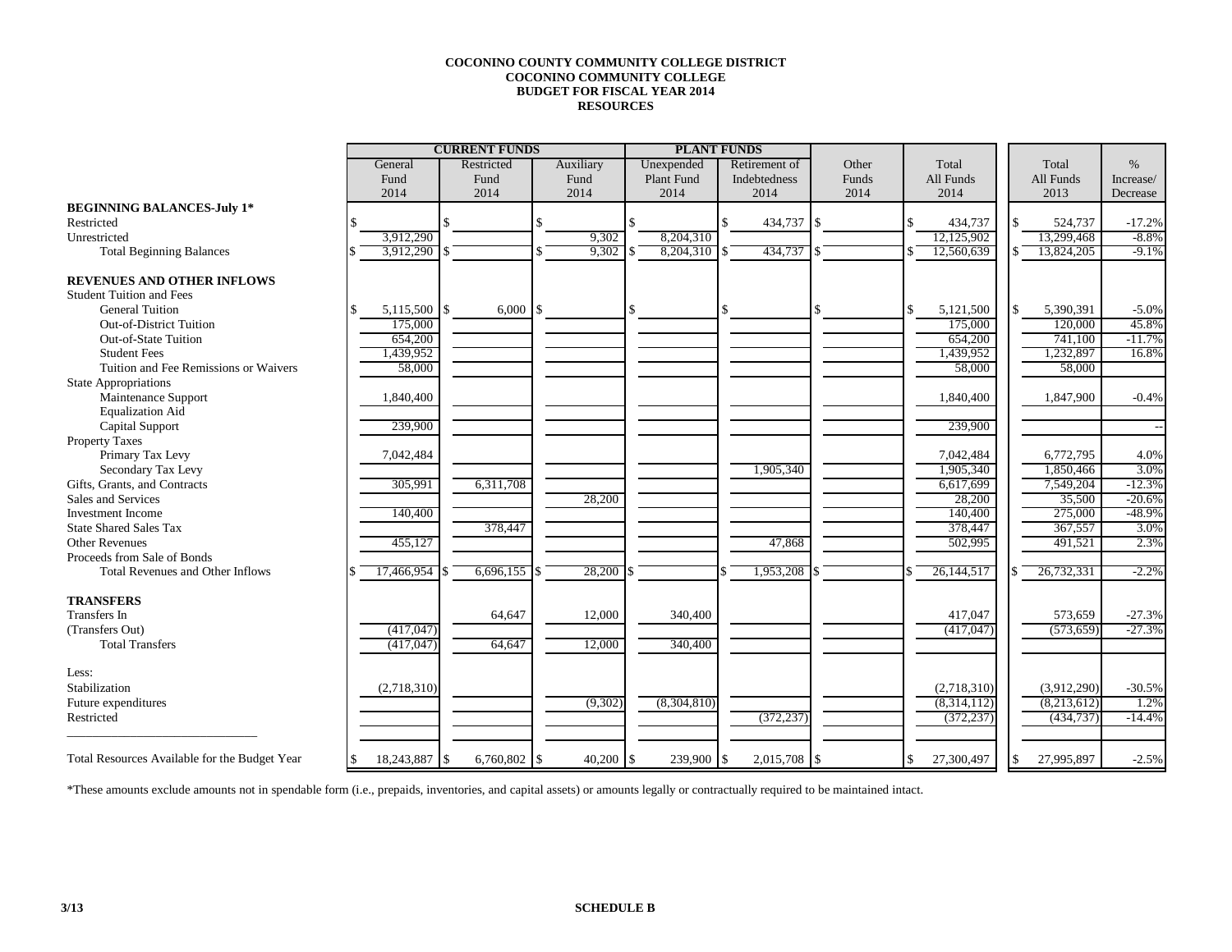**COCONINO COUNTY COMMUNITY COLLEGE DISTRICT**
**COCONINO COMMUNITY COLLEGE**
**BUDGET FOR FISCAL YEAR 2014**
**RESOURCES**

| | CURRENT FUNDS | | | PLANT FUNDS | | | | | |
|---|---|---|---|---|---|---|---|---|---|
| | General Fund 2014 | Restricted Fund 2014 | Auxiliary Fund 2014 | Unexpended Plant Fund 2014 | Retirement of Indebtedness 2014 | Other Funds 2014 | Total All Funds 2014 | Total All Funds 2013 | % Increase/ Decrease |
| **BEGINNING BALANCES-July 1*** | | | | | | | | | |
| Restricted | $ | $ | $ | $ | $ 434,737 | $ | $ 434,737 | $ 524,737 | -17.2% |
| Unrestricted | 3,912,290 | | 9,302 | 8,204,310 | | | 12,125,902 | 13,299,468 | -8.8% |
| Total Beginning Balances | $ 3,912,290 | $ | $ 9,302 | $ 8,204,310 | $ 434,737 | $ | $ 12,560,639 | $ 13,824,205 | -9.1% |
| **REVENUES AND OTHER INFLOWS** | | | | | | | | | |
| Student Tuition and Fees | | | | | | | | | |
| General Tuition | $ 5,115,500 | $ 6,000 | $ | $ | $ | $ | $ 5,121,500 | $ 5,390,391 | -5.0% |
| Out-of-District Tuition | 175,000 | | | | | | 175,000 | 120,000 | 45.8% |
| Out-of-State Tuition | 654,200 | | | | | | 654,200 | 741,100 | -11.7% |
| Student Fees | 1,439,952 | | | | | | 1,439,952 | 1,232,897 | 16.8% |
| Tuition and Fee Remissions or Waivers | 58,000 | | | | | | 58,000 | 58,000 | |
| State Appropriations | | | | | | | | | |
| Maintenance Support | 1,840,400 | | | | | | 1,840,400 | 1,847,900 | -0.4% |
| Equalization Aid | | | | | | | | | |
| Capital Support | 239,900 | | | | | | 239,900 | | -- |
| Property Taxes | | | | | | | | | |
| Primary Tax Levy | 7,042,484 | | | | | | 7,042,484 | 6,772,795 | 4.0% |
| Secondary Tax Levy | | | | | 1,905,340 | | 1,905,340 | 1,850,466 | 3.0% |
| Gifts, Grants, and Contracts | 305,991 | 6,311,708 | | | | | 6,617,699 | 7,549,204 | -12.3% |
| Sales and Services | | | 28,200 | | | | 28,200 | 35,500 | -20.6% |
| Investment Income | 140,400 | | | | | | 140,400 | 275,000 | -48.9% |
| State Shared Sales Tax | | 378,447 | | | | | 378,447 | 367,557 | 3.0% |
| Other Revenues | 455,127 | | | | 47,868 | | 502,995 | 491,521 | 2.3% |
| Proceeds from Sale of Bonds | | | | | | | | | |
| Total Revenues and Other Inflows | $ 17,466,954 | $ 6,696,155 | $ 28,200 | $ | $ 1,953,208 | $ | $ 26,144,517 | $ 26,732,331 | -2.2% |
| **TRANSFERS** | | | | | | | | | |
| Transfers In | | 64,647 | 12,000 | 340,400 | | | 417,047 | 573,659 | -27.3% |
| (Transfers Out) | (417,047) | | | | | | (417,047) | (573,659) | -27.3% |
| Total Transfers | (417,047) | 64,647 | 12,000 | 340,400 | | | | | |
| Less: | | | | | | | | | |
| Stabilization | (2,718,310) | | | | | | (2,718,310) | (3,912,290) | -30.5% |
| Future expenditures | | | (9,302) | (8,304,810) | | | (8,314,112) | (8,213,612) | 1.2% |
| Restricted | | | | | (372,237) | | (372,237) | (434,737) | -14.4% |
| Total Resources Available for the Budget Year | $ 18,243,887 | $ 6,760,802 | $ 40,200 | $ 239,900 | $ 2,015,708 | $ | $ 27,300,497 | $ 27,995,897 | -2.5% |

*These amounts exclude amounts not in spendable form (i.e., prepaids, inventories, and capital assets) or amounts legally or contractually required to be maintained intact.

3/13

**SCHEDULE B**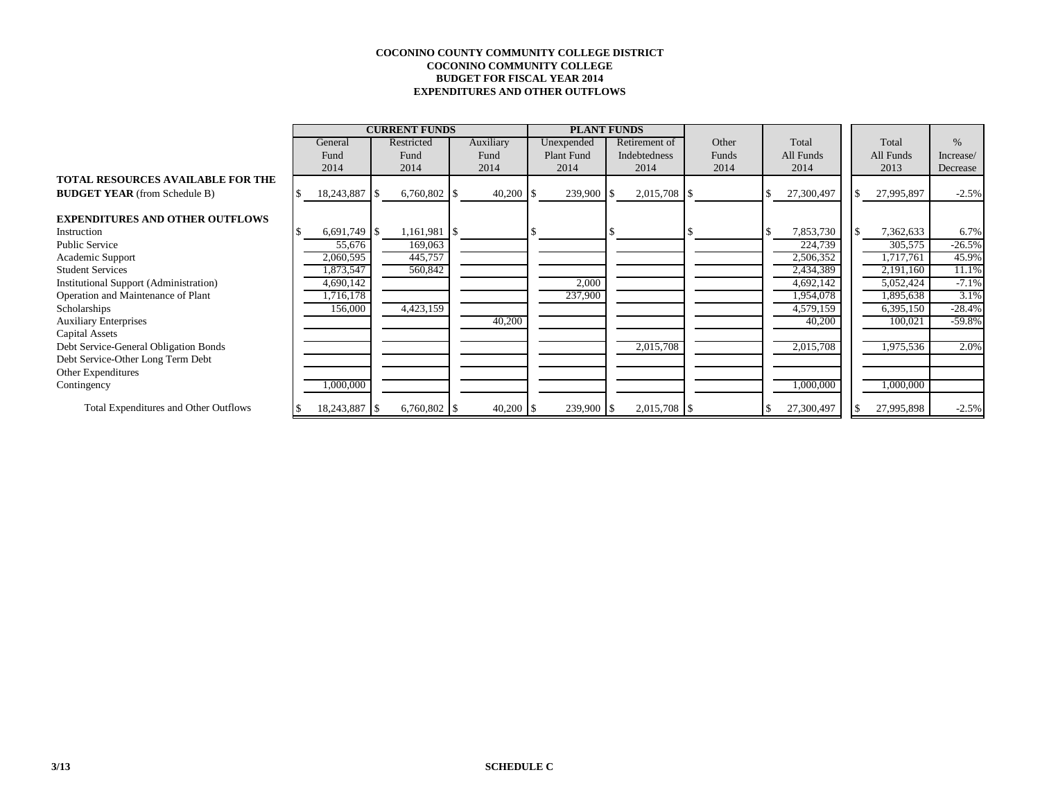**COCONINO COUNTY COMMUNITY COLLEGE DISTRICT**
**COCONINO COMMUNITY COLLEGE**
**BUDGET FOR FISCAL YEAR 2014**
**EXPENDITURES AND OTHER OUTFLOWS**

| | CURRENT FUNDS | | | PLANT FUNDS | | | | | |
|---|---|---|---|---|---|---|---|---|---|
| | General Fund 2014 | Restricted Fund 2014 | Auxiliary Fund 2014 | Unexpended Plant Fund 2014 | Retirement of Indebtedness 2014 | Other Funds 2014 | Total All Funds 2014 | Total All Funds 2013 | % Increase/ Decrease |
| **TOTAL RESOURCES AVAILABLE FOR THE BUDGET YEAR** (from Schedule B) | $ 18,243,887 | $ 6,760,802 | $ 40,200 | $ 239,900 | $ 2,015,708 | $ | $ 27,300,497 | $ 27,995,897 | -2.5% |
| **EXPENDITURES AND OTHER OUTFLOWS** | | | | | | | | | |
| Instruction | $ 6,691,749 | $ 1,161,981 | $ | $ | $ | $ | $ 7,853,730 | $ 7,362,633 | 6.7% |
| Public Service | 55,676 | 169,063 | | | | | 224,739 | 305,575 | -26.5% |
| Academic Support | 2,060,595 | 445,757 | | | | | 2,506,352 | 1,717,761 | 45.9% |
| Student Services | 1,873,547 | 560,842 | | | | | 2,434,389 | 2,191,160 | 11.1% |
| Institutional Support (Administration) | 4,690,142 | | | 2,000 | | | 4,692,142 | 5,052,424 | -7.1% |
| Operation and Maintenance of Plant | 1,716,178 | | | 237,900 | | | 1,954,078 | 1,895,638 | 3.1% |
| Scholarships | 156,000 | 4,423,159 | | | | | 4,579,159 | 6,395,150 | -28.4% |
| Auxiliary Enterprises | | | 40,200 | | | | 40,200 | 100,021 | -59.8% |
| Capital Assets | | | | | | | | | |
| Debt Service-General Obligation Bonds | | | | | 2,015,708 | | 2,015,708 | 1,975,536 | 2.0% |
| Debt Service-Other Long Term Debt | | | | | | | | | |
| Other Expenditures | | | | | | | | | |
| Contingency | 1,000,000 | | | | | | 1,000,000 | 1,000,000 | |
| Total Expenditures and Other Outflows | $ 18,243,887 | $ 6,760,802 | $ 40,200 | $ 239,900 | $ 2,015,708 | $ | $ 27,300,497 | $ 27,995,898 | -2.5% |

3/13

**SCHEDULE C**